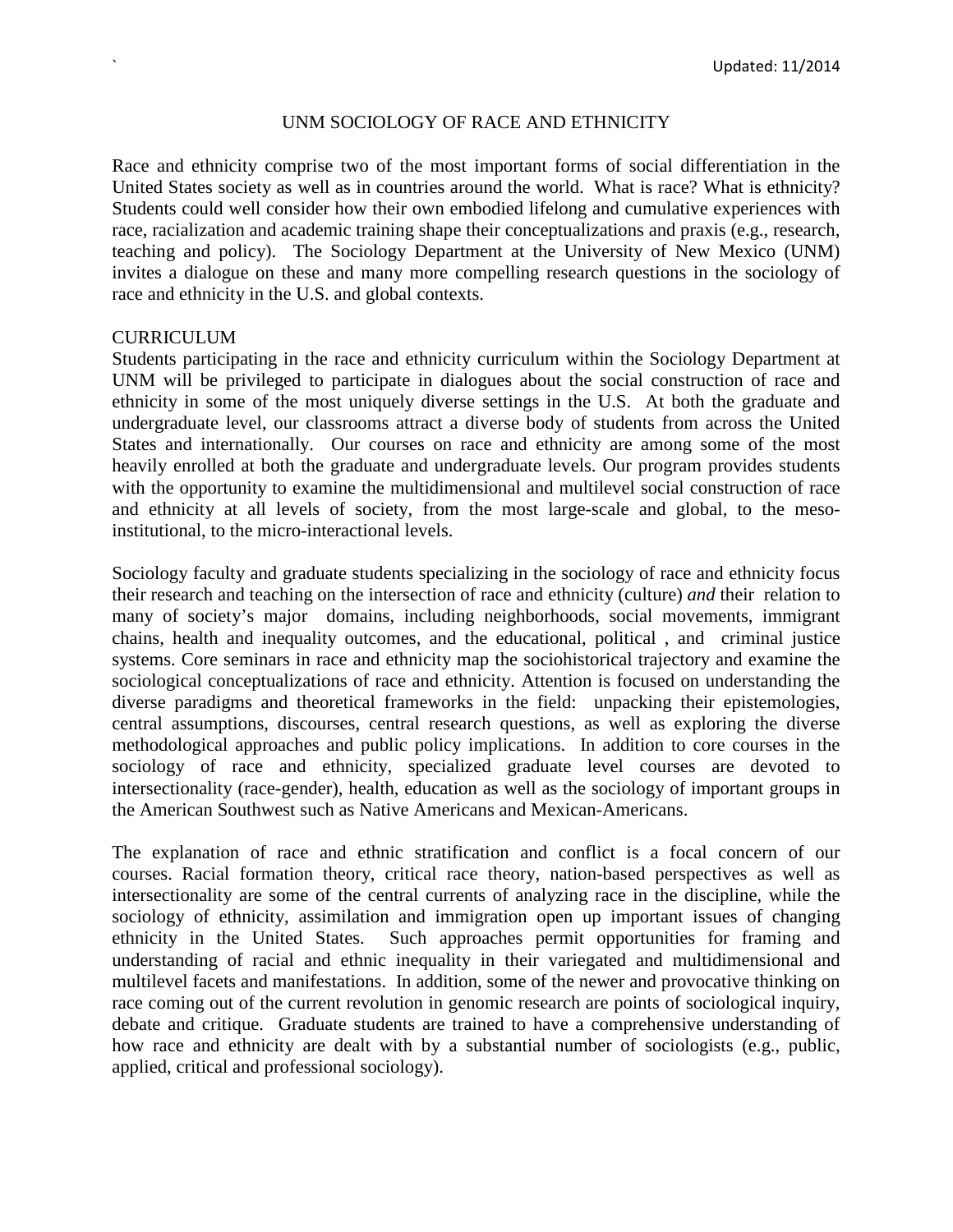# UNM SOCIOLOGY OF RACE AND ETHNICITY

Race and ethnicity comprise two of the most important forms of social differentiation in the United States society as well as in countries around the world. What is race? What is ethnicity? Students could well consider how their own embodied lifelong and cumulative experiences with race, racialization and academic training shape their conceptualizations and praxis (e.g., research, teaching and policy). The Sociology Department at the University of New Mexico (UNM) invites a dialogue on these and many more compelling research questions in the sociology of race and ethnicity in the U.S. and global contexts.

## CURRICULUM

Students participating in the race and ethnicity curriculum within the Sociology Department at UNM will be privileged to participate in dialogues about the social construction of race and ethnicity in some of the most uniquely diverse settings in the U.S. At both the graduate and undergraduate level, our classrooms attract a diverse body of students from across the United States and internationally. Our courses on race and ethnicity are among some of the most heavily enrolled at both the graduate and undergraduate levels. Our program provides students with the opportunity to examine the multidimensional and multilevel social construction of race and ethnicity at all levels of society, from the most large-scale and global, to the meso-institutional, to the micro-interactional levels.

Sociology faculty and graduate students specializing in the sociology of race and ethnicity focus their research and teaching on the intersection of race and ethnicity (culture) *and* their relation to many of society's major domains, including neighborhoods, social movements, immigrant chains, health and inequality outcomes, and the educational, political , and criminal justice systems. Core seminars in race and ethnicity map the sociohistorical trajectory and examine the sociological conceptualizations of race and ethnicity. Attention is focused on understanding the diverse paradigms and theoretical frameworks in the field: unpacking their epistemologies, central assumptions, discourses, central research questions, as well as exploring the diverse methodological approaches and public policy implications. In addition to core courses in the sociology of race and ethnicity, specialized graduate level courses are devoted to intersectionality (race-gender), health, education as well as the sociology of important groups in the American Southwest such as Native Americans and Mexican-Americans.

The explanation of race and ethnic stratification and conflict is a focal concern of our courses. Racial formation theory, critical race theory, nation-based perspectives as well as intersectionality are some of the central currents of analyzing race in the discipline, while the sociology of ethnicity, assimilation and immigration open up important issues of changing ethnicity in the United States. Such approaches permit opportunities for framing and understanding of racial and ethnic inequality in their variegated and multidimensional and multilevel facets and manifestations. In addition, some of the newer and provocative thinking on race coming out of the current revolution in genomic research are points of sociological inquiry, debate and critique. Graduate students are trained to have a comprehensive understanding of how race and ethnicity are dealt with by a substantial number of sociologists (e.g., public, applied, critical and professional sociology).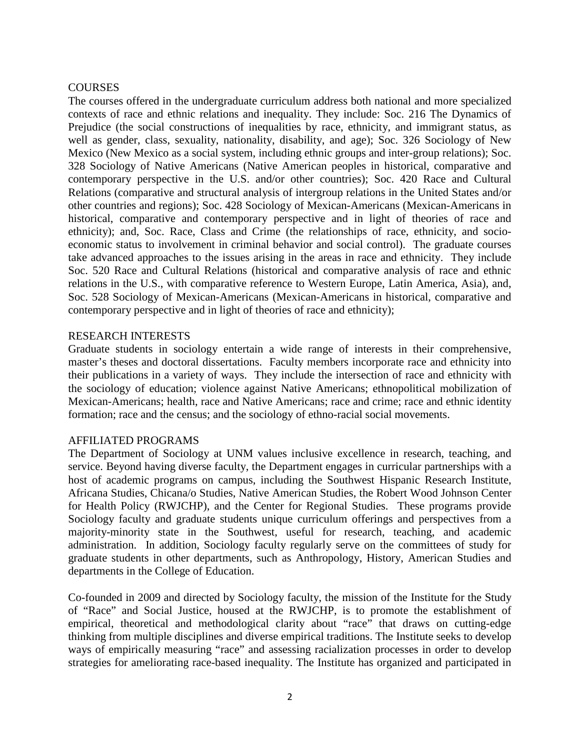## COURSES

The courses offered in the undergraduate curriculum address both national and more specialized contexts of race and ethnic relations and inequality. They include: Soc. 216 The Dynamics of Prejudice (the social constructions of inequalities by race, ethnicity, and immigrant status, as well as gender, class, sexuality, nationality, disability, and age); Soc. 326 Sociology of New Mexico (New Mexico as a social system, including ethnic groups and inter-group relations); Soc. 328 Sociology of Native Americans (Native American peoples in historical, comparative and contemporary perspective in the U.S. and/or other countries); Soc. 420 Race and Cultural Relations (comparative and structural analysis of intergroup relations in the United States and/or other countries and regions); Soc. 428 Sociology of Mexican-Americans (Mexican-Americans in historical, comparative and contemporary perspective and in light of theories of race and ethnicity); and, Soc. Race, Class and Crime (the relationships of race, ethnicity, and socio-economic status to involvement in criminal behavior and social control). The graduate courses take advanced approaches to the issues arising in the areas in race and ethnicity. They include Soc. 520 Race and Cultural Relations (historical and comparative analysis of race and ethnic relations in the U.S., with comparative reference to Western Europe, Latin America, Asia), and, Soc. 528 Sociology of Mexican-Americans (Mexican-Americans in historical, comparative and contemporary perspective and in light of theories of race and ethnicity);

## RESEARCH INTERESTS

Graduate students in sociology entertain a wide range of interests in their comprehensive, master's theses and doctoral dissertations. Faculty members incorporate race and ethnicity into their publications in a variety of ways. They include the intersection of race and ethnicity with the sociology of education; violence against Native Americans; ethnopolitical mobilization of Mexican-Americans; health, race and Native Americans; race and crime; race and ethnic identity formation; race and the census; and the sociology of ethno-racial social movements.

## AFFILIATED PROGRAMS

The Department of Sociology at UNM values inclusive excellence in research, teaching, and service. Beyond having diverse faculty, the Department engages in curricular partnerships with a host of academic programs on campus, including the Southwest Hispanic Research Institute, Africana Studies, Chicana/o Studies, Native American Studies, the Robert Wood Johnson Center for Health Policy (RWJCHP), and the Center for Regional Studies. These programs provide Sociology faculty and graduate students unique curriculum offerings and perspectives from a majority-minority state in the Southwest, useful for research, teaching, and academic administration. In addition, Sociology faculty regularly serve on the committees of study for graduate students in other departments, such as Anthropology, History, American Studies and departments in the College of Education.

Co-founded in 2009 and directed by Sociology faculty, the mission of the Institute for the Study of "Race" and Social Justice, housed at the RWJCHP, is to promote the establishment of empirical, theoretical and methodological clarity about "race" that draws on cutting-edge thinking from multiple disciplines and diverse empirical traditions. The Institute seeks to develop ways of empirically measuring "race" and assessing racialization processes in order to develop strategies for ameliorating race-based inequality. The Institute has organized and participated in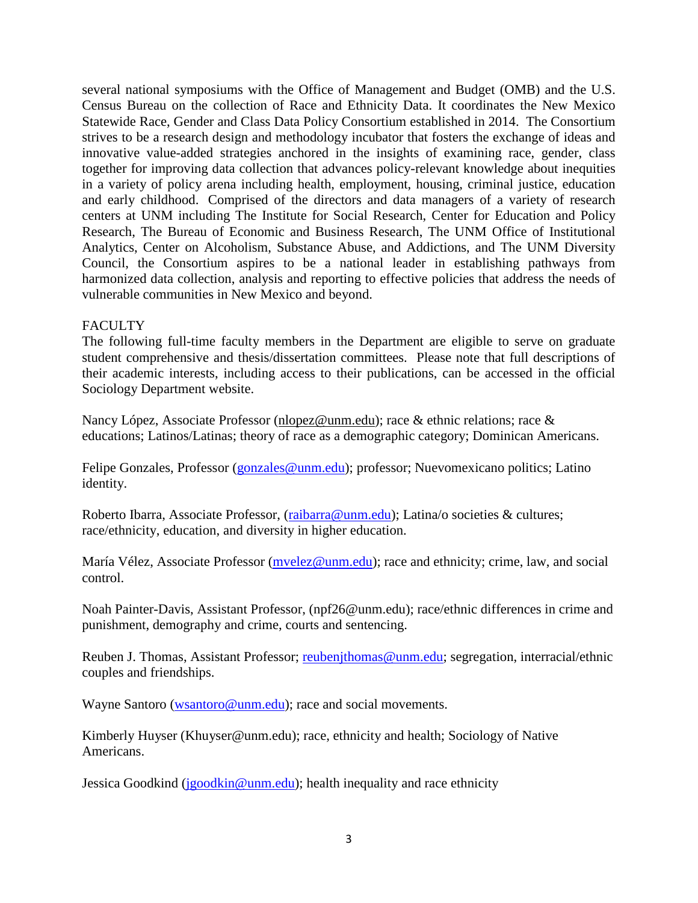several national symposiums with the Office of Management and Budget (OMB) and the U.S. Census Bureau on the collection of Race and Ethnicity Data. It coordinates the New Mexico Statewide Race, Gender and Class Data Policy Consortium established in 2014. The Consortium strives to be a research design and methodology incubator that fosters the exchange of ideas and innovative value-added strategies anchored in the insights of examining race, gender, class together for improving data collection that advances policy-relevant knowledge about inequities in a variety of policy arena including health, employment, housing, criminal justice, education and early childhood. Comprised of the directors and data managers of a variety of research centers at UNM including The Institute for Social Research, Center for Education and Policy Research, The Bureau of Economic and Business Research, The UNM Office of Institutional Analytics, Center on Alcoholism, Substance Abuse, and Addictions, and The UNM Diversity Council, the Consortium aspires to be a national leader in establishing pathways from harmonized data collection, analysis and reporting to effective policies that address the needs of vulnerable communities in New Mexico and beyond.

FACULTY

The following full-time faculty members in the Department are eligible to serve on graduate student comprehensive and thesis/dissertation committees. Please note that full descriptions of their academic interests, including access to their publications, can be accessed in the official Sociology Department website.

Nancy López, Associate Professor (nlopez@unm.edu); race & ethnic relations; race & educations; Latinos/Latinas; theory of race as a demographic category; Dominican Americans.

Felipe Gonzales, Professor (gonzales@unm.edu); professor; Nuevomexicano politics; Latino identity.

Roberto Ibarra, Associate Professor, (raibarra@unm.edu); Latina/o societies & cultures; race/ethnicity, education, and diversity in higher education.

María Vélez, Associate Professor (mvelez@unm.edu); race and ethnicity; crime, law, and social control.

Noah Painter-Davis, Assistant Professor, (npf26@unm.edu); race/ethnic differences in crime and punishment, demography and crime, courts and sentencing.

Reuben J. Thomas, Assistant Professor; reubenjthomas@unm.edu; segregation, interracial/ethnic couples and friendships.

Wayne Santoro (wsantoro@unm.edu); race and social movements.

Kimberly Huyser (Khuyser@unm.edu); race, ethnicity and health; Sociology of Native Americans.

Jessica Goodkind (jgoodkin@unm.edu); health inequality and race ethnicity